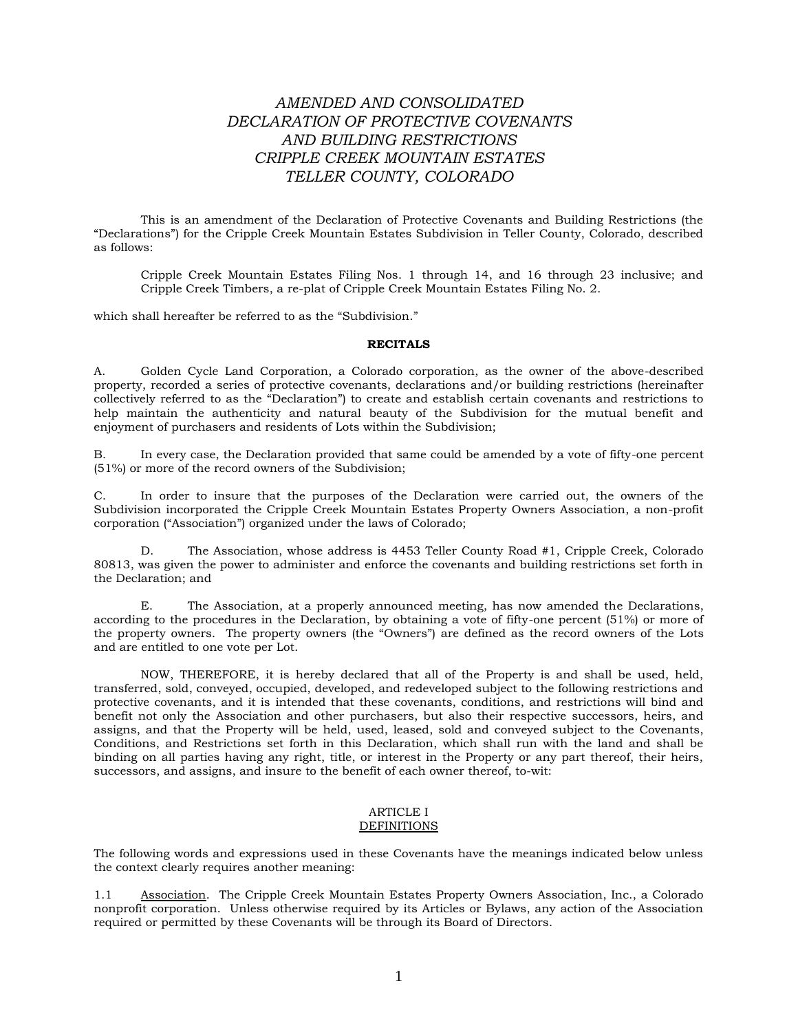# *AMENDED AND CONSOLIDATED DECLARATION OF PROTECTIVE COVENANTS AND BUILDING RESTRICTIONS CRIPPLE CREEK MOUNTAIN ESTATES TELLER COUNTY, COLORADO*

This is an amendment of the Declaration of Protective Covenants and Building Restrictions (the "Declarations") for the Cripple Creek Mountain Estates Subdivision in Teller County, Colorado, described as follows:

> Cripple Creek Mountain Estates Filing Nos. 1 through 14, and 16 through 23 inclusive; and Cripple Creek Timbers, a re-plat of Cripple Creek Mountain Estates Filing No. 2.

which shall hereafter be referred to as the "Subdivision."

**RECITALS**

A. Golden Cycle Land Corporation, a Colorado corporation, as the owner of the above-described property, recorded a series of protective covenants, declarations and/or building restrictions (hereinafter collectively referred to as the "Declaration") to create and establish certain covenants and restrictions to help maintain the authenticity and natural beauty of the Subdivision for the mutual benefit and enjoyment of purchasers and residents of Lots within the Subdivision;

B. In every case, the Declaration provided that same could be amended by a vote of fifty-one percent (51%) or more of the record owners of the Subdivision;

C. In order to insure that the purposes of the Declaration were carried out, the owners of the Subdivision incorporated the Cripple Creek Mountain Estates Property Owners Association, a non-profit corporation ("Association") organized under the laws of Colorado;

D. The Association, whose address is 4453 Teller County Road #1, Cripple Creek, Colorado 80813, was given the power to administer and enforce the covenants and building restrictions set forth in the Declaration; and

E. The Association, at a properly announced meeting, has now amended the Declarations, according to the procedures in the Declaration, by obtaining a vote of fifty-one percent (51%) or more of the property owners. The property owners (the "Owners") are defined as the record owners of the Lots and are entitled to one vote per Lot.

NOW, THEREFORE, it is hereby declared that all of the Property is and shall be used, held, transferred, sold, conveyed, occupied, developed, and redeveloped subject to the following restrictions and protective covenants, and it is intended that these covenants, conditions, and restrictions will bind and benefit not only the Association and other purchasers, but also their respective successors, heirs, and assigns, and that the Property will be held, used, leased, sold and conveyed subject to the Covenants, Conditions, and Restrictions set forth in this Declaration, which shall run with the land and shall be binding on all parties having any right, title, or interest in the Property or any part thereof, their heirs, successors, and assigns, and insure to the benefit of each owner thereof, to-wit:

## ARTICLE I
## DEFINITIONS

The following words and expressions used in these Covenants have the meanings indicated below unless the context clearly requires another meaning:

1.1 Association. The Cripple Creek Mountain Estates Property Owners Association, Inc., a Colorado nonprofit corporation. Unless otherwise required by its Articles or Bylaws, any action of the Association required or permitted by these Covenants will be through its Board of Directors.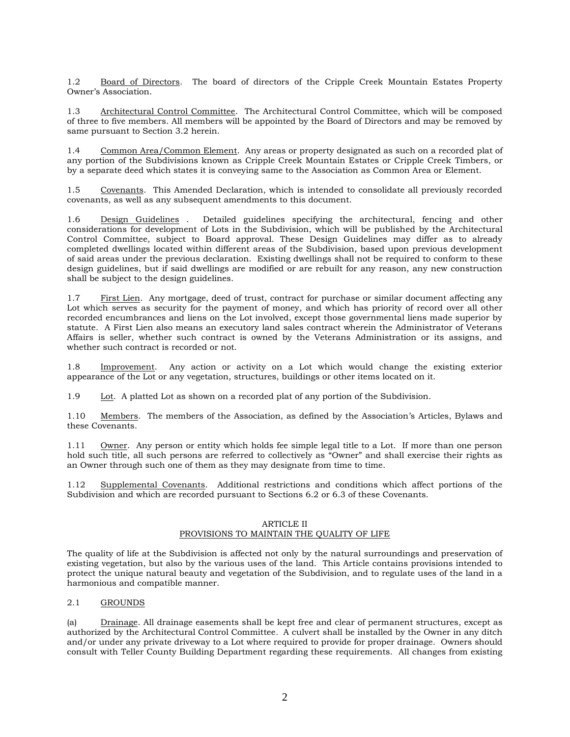1.2 Board of Directors. The board of directors of the Cripple Creek Mountain Estates Property Owner's Association.

1.3 Architectural Control Committee. The Architectural Control Committee, which will be composed of three to five members. All members will be appointed by the Board of Directors and may be removed by same pursuant to Section 3.2 herein.

1.4 Common Area/Common Element. Any areas or property designated as such on a recorded plat of any portion of the Subdivisions known as Cripple Creek Mountain Estates or Cripple Creek Timbers, or by a separate deed which states it is conveying same to the Association as Common Area or Element.

1.5 Covenants. This Amended Declaration, which is intended to consolidate all previously recorded covenants, as well as any subsequent amendments to this document.

1.6 Design Guidelines . Detailed guidelines specifying the architectural, fencing and other considerations for development of Lots in the Subdivision, which will be published by the Architectural Control Committee, subject to Board approval. These Design Guidelines may differ as to already completed dwellings located within different areas of the Subdivision, based upon previous development of said areas under the previous declaration. Existing dwellings shall not be required to conform to these design guidelines, but if said dwellings are modified or are rebuilt for any reason, any new construction shall be subject to the design guidelines.

1.7 First Lien. Any mortgage, deed of trust, contract for purchase or similar document affecting any Lot which serves as security for the payment of money, and which has priority of record over all other recorded encumbrances and liens on the Lot involved, except those governmental liens made superior by statute. A First Lien also means an executory land sales contract wherein the Administrator of Veterans Affairs is seller, whether such contract is owned by the Veterans Administration or its assigns, and whether such contract is recorded or not.

1.8 Improvement. Any action or activity on a Lot which would change the existing exterior appearance of the Lot or any vegetation, structures, buildings or other items located on it.

1.9 Lot. A platted Lot as shown on a recorded plat of any portion of the Subdivision.

1.10 Members. The members of the Association, as defined by the Association's Articles, Bylaws and these Covenants.

1.11 Owner. Any person or entity which holds fee simple legal title to a Lot. If more than one person hold such title, all such persons are referred to collectively as "Owner" and shall exercise their rights as an Owner through such one of them as they may designate from time to time.

1.12 Supplemental Covenants. Additional restrictions and conditions which affect portions of the Subdivision and which are recorded pursuant to Sections 6.2 or 6.3 of these Covenants.

## ARTICLE II
## PROVISIONS TO MAINTAIN THE QUALITY OF LIFE

The quality of life at the Subdivision is affected not only by the natural surroundings and preservation of existing vegetation, but also by the various uses of the land. This Article contains provisions intended to protect the unique natural beauty and vegetation of the Subdivision, and to regulate uses of the land in a harmonious and compatible manner.

### 2.1 GROUNDS

(a) Drainage. All drainage easements shall be kept free and clear of permanent structures, except as authorized by the Architectural Control Committee. A culvert shall be installed by the Owner in any ditch and/or under any private driveway to a Lot where required to provide for proper drainage. Owners should consult with Teller County Building Department regarding these requirements. All changes from existing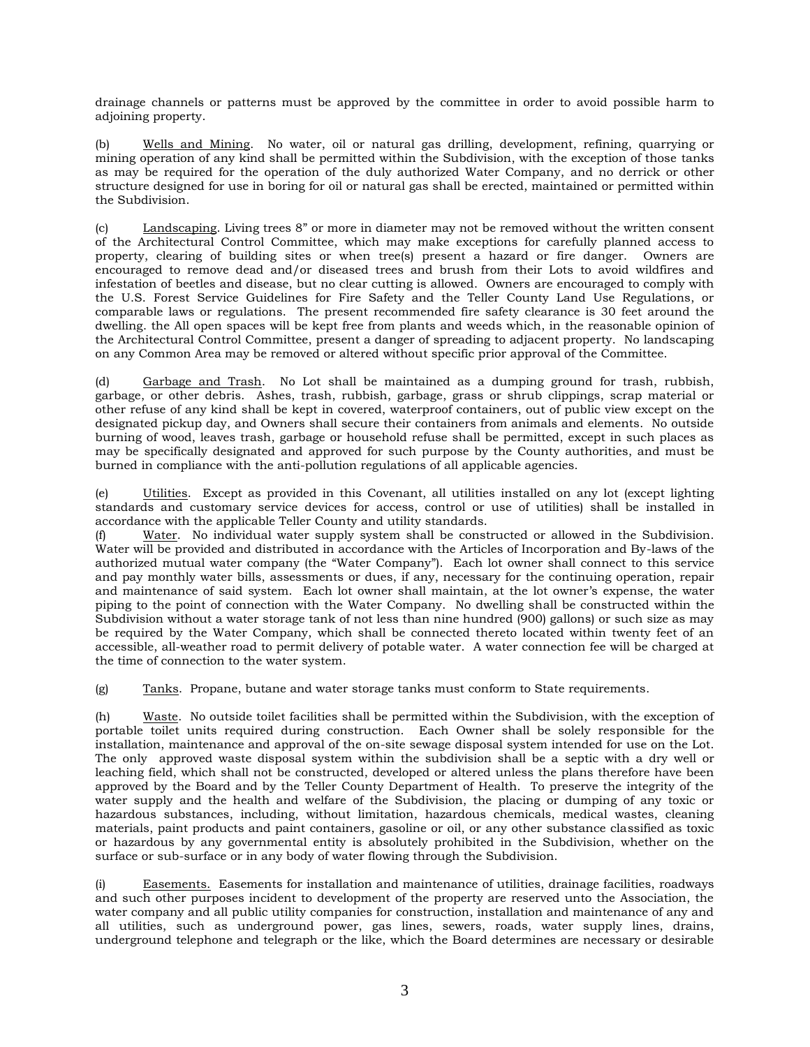drainage channels or patterns must be approved by the committee in order to avoid possible harm to adjoining property.

(b) Wells and Mining. No water, oil or natural gas drilling, development, refining, quarrying or mining operation of any kind shall be permitted within the Subdivision, with the exception of those tanks as may be required for the operation of the duly authorized Water Company, and no derrick or other structure designed for use in boring for oil or natural gas shall be erected, maintained or permitted within the Subdivision.

(c) Landscaping. Living trees 8" or more in diameter may not be removed without the written consent of the Architectural Control Committee, which may make exceptions for carefully planned access to property, clearing of building sites or when tree(s) present a hazard or fire danger. Owners are encouraged to remove dead and/or diseased trees and brush from their Lots to avoid wildfires and infestation of beetles and disease, but no clear cutting is allowed. Owners are encouraged to comply with the U.S. Forest Service Guidelines for Fire Safety and the Teller County Land Use Regulations, or comparable laws or regulations. The present recommended fire safety clearance is 30 feet around the dwelling. the All open spaces will be kept free from plants and weeds which, in the reasonable opinion of the Architectural Control Committee, present a danger of spreading to adjacent property. No landscaping on any Common Area may be removed or altered without specific prior approval of the Committee.

(d) Garbage and Trash. No Lot shall be maintained as a dumping ground for trash, rubbish, garbage, or other debris. Ashes, trash, rubbish, garbage, grass or shrub clippings, scrap material or other refuse of any kind shall be kept in covered, waterproof containers, out of public view except on the designated pickup day, and Owners shall secure their containers from animals and elements. No outside burning of wood, leaves trash, garbage or household refuse shall be permitted, except in such places as may be specifically designated and approved for such purpose by the County authorities, and must be burned in compliance with the anti-pollution regulations of all applicable agencies.

(e) Utilities. Except as provided in this Covenant, all utilities installed on any lot (except lighting standards and customary service devices for access, control or use of utilities) shall be installed in accordance with the applicable Teller County and utility standards.

(f) Water. No individual water supply system shall be constructed or allowed in the Subdivision. Water will be provided and distributed in accordance with the Articles of Incorporation and By-laws of the authorized mutual water company (the "Water Company"). Each lot owner shall connect to this service and pay monthly water bills, assessments or dues, if any, necessary for the continuing operation, repair and maintenance of said system. Each lot owner shall maintain, at the lot owner's expense, the water piping to the point of connection with the Water Company. No dwelling shall be constructed within the Subdivision without a water storage tank of not less than nine hundred (900) gallons) or such size as may be required by the Water Company, which shall be connected thereto located within twenty feet of an accessible, all-weather road to permit delivery of potable water. A water connection fee will be charged at the time of connection to the water system.

(g) Tanks. Propane, butane and water storage tanks must conform to State requirements.

(h) Waste. No outside toilet facilities shall be permitted within the Subdivision, with the exception of portable toilet units required during construction. Each Owner shall be solely responsible for the installation, maintenance and approval of the on-site sewage disposal system intended for use on the Lot. The only approved waste disposal system within the subdivision shall be a septic with a dry well or leaching field, which shall not be constructed, developed or altered unless the plans therefore have been approved by the Board and by the Teller County Department of Health. To preserve the integrity of the water supply and the health and welfare of the Subdivision, the placing or dumping of any toxic or hazardous substances, including, without limitation, hazardous chemicals, medical wastes, cleaning materials, paint products and paint containers, gasoline or oil, or any other substance classified as toxic or hazardous by any governmental entity is absolutely prohibited in the Subdivision, whether on the surface or sub-surface or in any body of water flowing through the Subdivision.

(i) Easements. Easements for installation and maintenance of utilities, drainage facilities, roadways and such other purposes incident to development of the property are reserved unto the Association, the water company and all public utility companies for construction, installation and maintenance of any and all utilities, such as underground power, gas lines, sewers, roads, water supply lines, drains, underground telephone and telegraph or the like, which the Board determines are necessary or desirable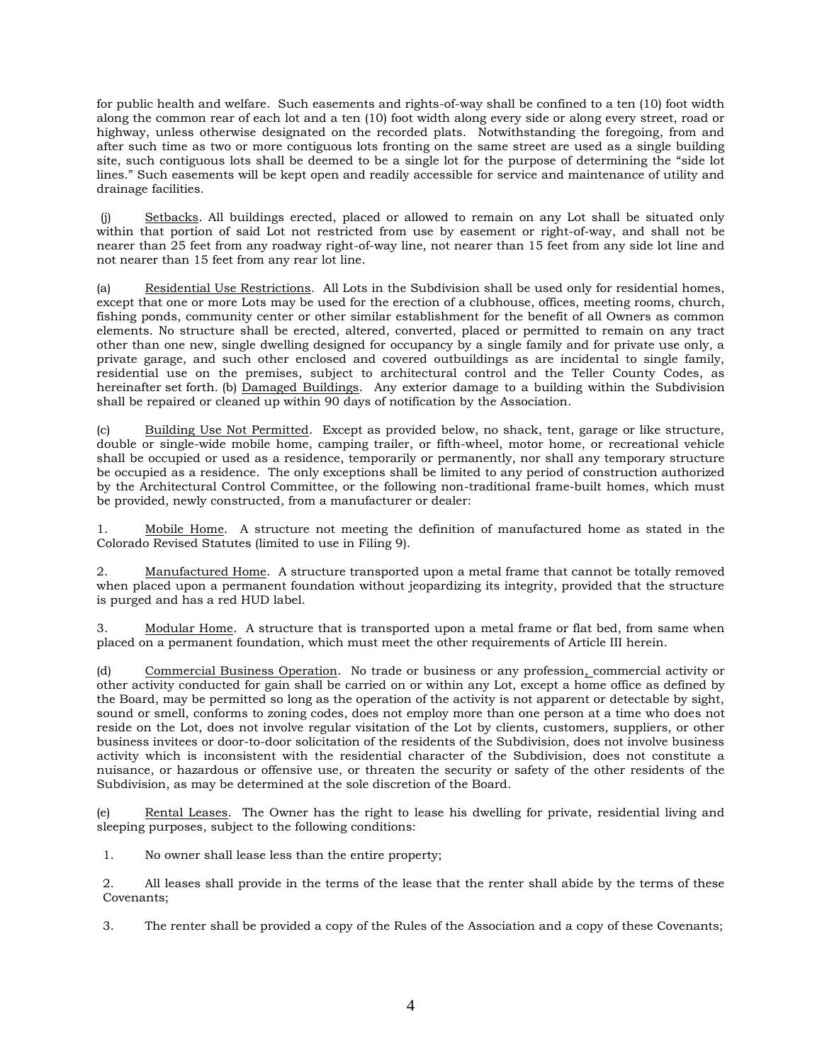for public health and welfare. Such easements and rights-of-way shall be confined to a ten (10) foot width along the common rear of each lot and a ten (10) foot width along every side or along every street, road or highway, unless otherwise designated on the recorded plats. Notwithstanding the foregoing, from and after such time as two or more contiguous lots fronting on the same street are used as a single building site, such contiguous lots shall be deemed to be a single lot for the purpose of determining the "side lot lines." Such easements will be kept open and readily accessible for service and maintenance of utility and drainage facilities.

(j) Setbacks. All buildings erected, placed or allowed to remain on any Lot shall be situated only within that portion of said Lot not restricted from use by easement or right-of-way, and shall not be nearer than 25 feet from any roadway right-of-way line, not nearer than 15 feet from any side lot line and not nearer than 15 feet from any rear lot line.

(a) Residential Use Restrictions. All Lots in the Subdivision shall be used only for residential homes, except that one or more Lots may be used for the erection of a clubhouse, offices, meeting rooms, church, fishing ponds, community center or other similar establishment for the benefit of all Owners as common elements. No structure shall be erected, altered, converted, placed or permitted to remain on any tract other than one new, single dwelling designed for occupancy by a single family and for private use only, a private garage, and such other enclosed and covered outbuildings as are incidental to single family, residential use on the premises, subject to architectural control and the Teller County Codes, as hereinafter set forth. (b) Damaged Buildings. Any exterior damage to a building within the Subdivision shall be repaired or cleaned up within 90 days of notification by the Association.

(c) Building Use Not Permitted. Except as provided below, no shack, tent, garage or like structure, double or single-wide mobile home, camping trailer, or fifth-wheel, motor home, or recreational vehicle shall be occupied or used as a residence, temporarily or permanently, nor shall any temporary structure be occupied as a residence. The only exceptions shall be limited to any period of construction authorized by the Architectural Control Committee, or the following non-traditional frame-built homes, which must be provided, newly constructed, from a manufacturer or dealer:

1. Mobile Home. A structure not meeting the definition of manufactured home as stated in the Colorado Revised Statutes (limited to use in Filing 9).

2. Manufactured Home. A structure transported upon a metal frame that cannot be totally removed when placed upon a permanent foundation without jeopardizing its integrity, provided that the structure is purged and has a red HUD label.

3. Modular Home. A structure that is transported upon a metal frame or flat bed, from same when placed on a permanent foundation, which must meet the other requirements of Article III herein.

(d) Commercial Business Operation. No trade or business or any profession, commercial activity or other activity conducted for gain shall be carried on or within any Lot, except a home office as defined by the Board, may be permitted so long as the operation of the activity is not apparent or detectable by sight, sound or smell, conforms to zoning codes, does not employ more than one person at a time who does not reside on the Lot, does not involve regular visitation of the Lot by clients, customers, suppliers, or other business invitees or door-to-door solicitation of the residents of the Subdivision, does not involve business activity which is inconsistent with the residential character of the Subdivision, does not constitute a nuisance, or hazardous or offensive use, or threaten the security or safety of the other residents of the Subdivision, as may be determined at the sole discretion of the Board.

(e) Rental Leases. The Owner has the right to lease his dwelling for private, residential living and sleeping purposes, subject to the following conditions:

1. No owner shall lease less than the entire property;

2. All leases shall provide in the terms of the lease that the renter shall abide by the terms of these Covenants;

3. The renter shall be provided a copy of the Rules of the Association and a copy of these Covenants;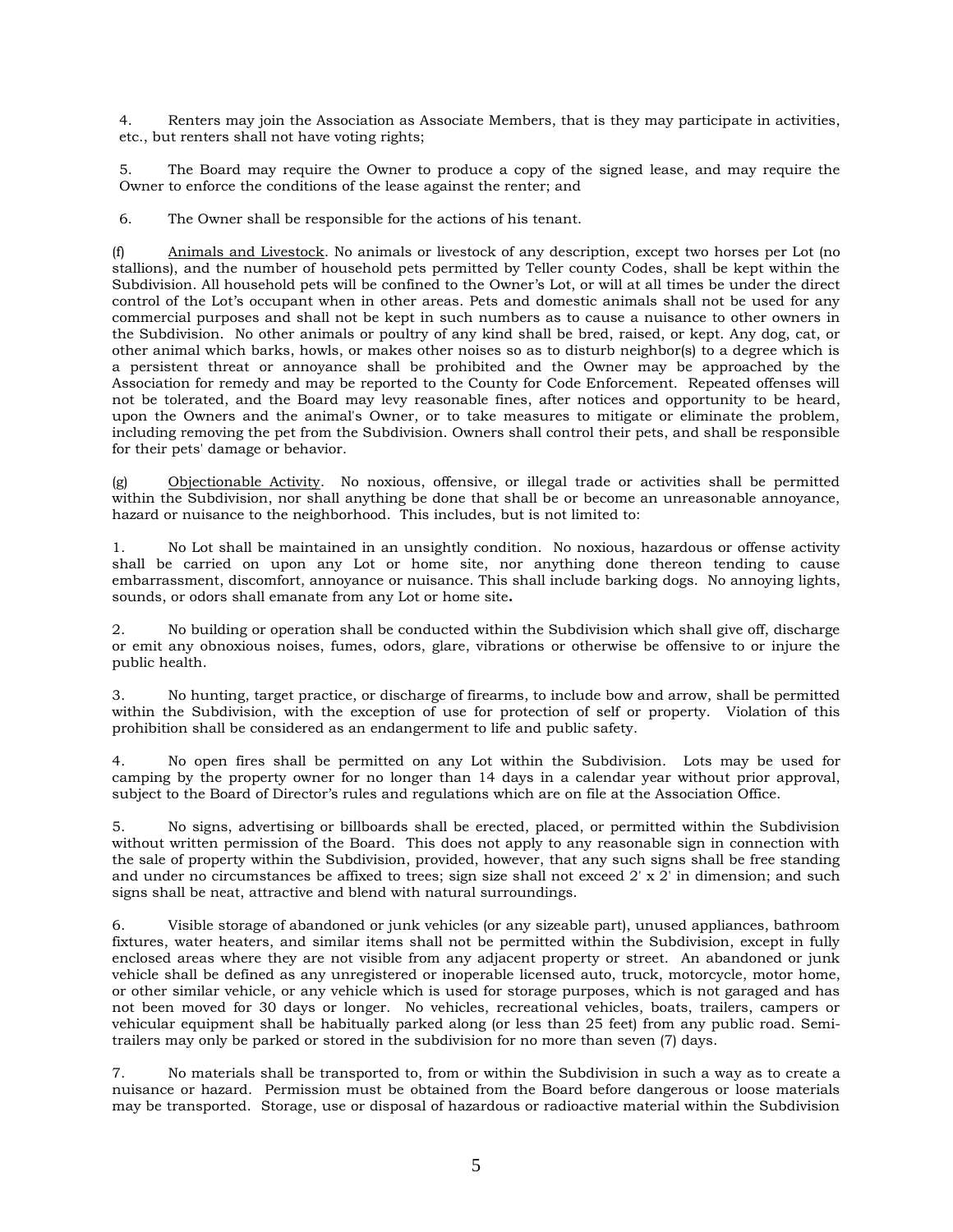4. Renters may join the Association as Associate Members, that is they may participate in activities, etc., but renters shall not have voting rights;

5. The Board may require the Owner to produce a copy of the signed lease, and may require the Owner to enforce the conditions of the lease against the renter; and

6. The Owner shall be responsible for the actions of his tenant.

(f) Animals and Livestock. No animals or livestock of any description, except two horses per Lot (no stallions), and the number of household pets permitted by Teller county Codes, shall be kept within the Subdivision. All household pets will be confined to the Owner's Lot, or will at all times be under the direct control of the Lot's occupant when in other areas. Pets and domestic animals shall not be used for any commercial purposes and shall not be kept in such numbers as to cause a nuisance to other owners in the Subdivision. No other animals or poultry of any kind shall be bred, raised, or kept. Any dog, cat, or other animal which barks, howls, or makes other noises so as to disturb neighbor(s) to a degree which is a persistent threat or annoyance shall be prohibited and the Owner may be approached by the Association for remedy and may be reported to the County for Code Enforcement. Repeated offenses will not be tolerated, and the Board may levy reasonable fines, after notices and opportunity to be heard, upon the Owners and the animal's Owner, or to take measures to mitigate or eliminate the problem, including removing the pet from the Subdivision. Owners shall control their pets, and shall be responsible for their pets' damage or behavior.

(g) Objectionable Activity. No noxious, offensive, or illegal trade or activities shall be permitted within the Subdivision, nor shall anything be done that shall be or become an unreasonable annoyance, hazard or nuisance to the neighborhood. This includes, but is not limited to:

1. No Lot shall be maintained in an unsightly condition. No noxious, hazardous or offense activity shall be carried on upon any Lot or home site, nor anything done thereon tending to cause embarrassment, discomfort, annoyance or nuisance. This shall include barking dogs. No annoying lights, sounds, or odors shall emanate from any Lot or home site**.**

2. No building or operation shall be conducted within the Subdivision which shall give off, discharge or emit any obnoxious noises, fumes, odors, glare, vibrations or otherwise be offensive to or injure the public health.

3. No hunting, target practice, or discharge of firearms, to include bow and arrow, shall be permitted within the Subdivision, with the exception of use for protection of self or property. Violation of this prohibition shall be considered as an endangerment to life and public safety.

4. No open fires shall be permitted on any Lot within the Subdivision. Lots may be used for camping by the property owner for no longer than 14 days in a calendar year without prior approval, subject to the Board of Director's rules and regulations which are on file at the Association Office.

5. No signs, advertising or billboards shall be erected, placed, or permitted within the Subdivision without written permission of the Board. This does not apply to any reasonable sign in connection with the sale of property within the Subdivision, provided, however, that any such signs shall be free standing and under no circumstances be affixed to trees; sign size shall not exceed 2' x 2' in dimension; and such signs shall be neat, attractive and blend with natural surroundings.

6. Visible storage of abandoned or junk vehicles (or any sizeable part), unused appliances, bathroom fixtures, water heaters, and similar items shall not be permitted within the Subdivision, except in fully enclosed areas where they are not visible from any adjacent property or street. An abandoned or junk vehicle shall be defined as any unregistered or inoperable licensed auto, truck, motorcycle, motor home, or other similar vehicle, or any vehicle which is used for storage purposes, which is not garaged and has not been moved for 30 days or longer. No vehicles, recreational vehicles, boats, trailers, campers or vehicular equipment shall be habitually parked along (or less than 25 feet) from any public road. Semi-trailers may only be parked or stored in the subdivision for no more than seven (7) days.

7. No materials shall be transported to, from or within the Subdivision in such a way as to create a nuisance or hazard. Permission must be obtained from the Board before dangerous or loose materials may be transported. Storage, use or disposal of hazardous or radioactive material within the Subdivision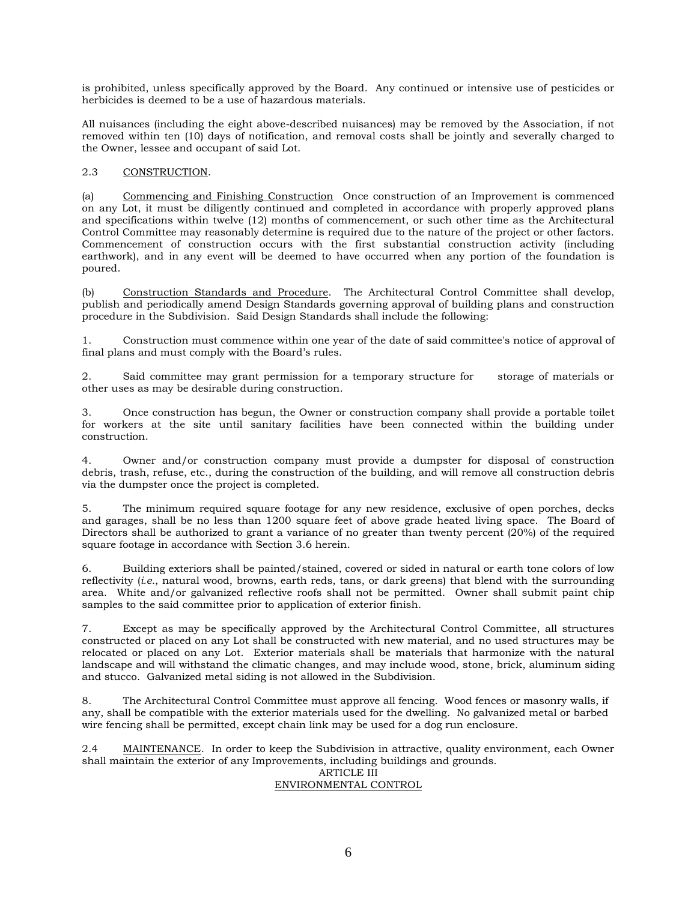is prohibited, unless specifically approved by the Board. Any continued or intensive use of pesticides or herbicides is deemed to be a use of hazardous materials.

All nuisances (including the eight above-described nuisances) may be removed by the Association, if not removed within ten (10) days of notification, and removal costs shall be jointly and severally charged to the Owner, lessee and occupant of said Lot.

2.3 CONSTRUCTION.

(a) Commencing and Finishing Construction Once construction of an Improvement is commenced on any Lot, it must be diligently continued and completed in accordance with properly approved plans and specifications within twelve (12) months of commencement, or such other time as the Architectural Control Committee may reasonably determine is required due to the nature of the project or other factors. Commencement of construction occurs with the first substantial construction activity (including earthwork), and in any event will be deemed to have occurred when any portion of the foundation is poured.

(b) Construction Standards and Procedure. The Architectural Control Committee shall develop, publish and periodically amend Design Standards governing approval of building plans and construction procedure in the Subdivision. Said Design Standards shall include the following:

1. Construction must commence within one year of the date of said committee's notice of approval of final plans and must comply with the Board's rules.

2. Said committee may grant permission for a temporary structure for storage of materials or other uses as may be desirable during construction.

3. Once construction has begun, the Owner or construction company shall provide a portable toilet for workers at the site until sanitary facilities have been connected within the building under construction.

4. Owner and/or construction company must provide a dumpster for disposal of construction debris, trash, refuse, etc., during the construction of the building, and will remove all construction debris via the dumpster once the project is completed.

5. The minimum required square footage for any new residence, exclusive of open porches, decks and garages, shall be no less than 1200 square feet of above grade heated living space. The Board of Directors shall be authorized to grant a variance of no greater than twenty percent (20%) of the required square footage in accordance with Section 3.6 herein.

6. Building exteriors shall be painted/stained, covered or sided in natural or earth tone colors of low reflectivity (*i.e.*, natural wood, browns, earth reds, tans, or dark greens) that blend with the surrounding area. White and/or galvanized reflective roofs shall not be permitted. Owner shall submit paint chip samples to the said committee prior to application of exterior finish.

7. Except as may be specifically approved by the Architectural Control Committee, all structures constructed or placed on any Lot shall be constructed with new material, and no used structures may be relocated or placed on any Lot. Exterior materials shall be materials that harmonize with the natural landscape and will withstand the climatic changes, and may include wood, stone, brick, aluminum siding and stucco. Galvanized metal siding is not allowed in the Subdivision.

8. The Architectural Control Committee must approve all fencing. Wood fences or masonry walls, if any, shall be compatible with the exterior materials used for the dwelling. No galvanized metal or barbed wire fencing shall be permitted, except chain link may be used for a dog run enclosure.

2.4 MAINTENANCE. In order to keep the Subdivision in attractive, quality environment, each Owner shall maintain the exterior of any Improvements, including buildings and grounds.

## ARTICLE III
## ENVIRONMENTAL CONTROL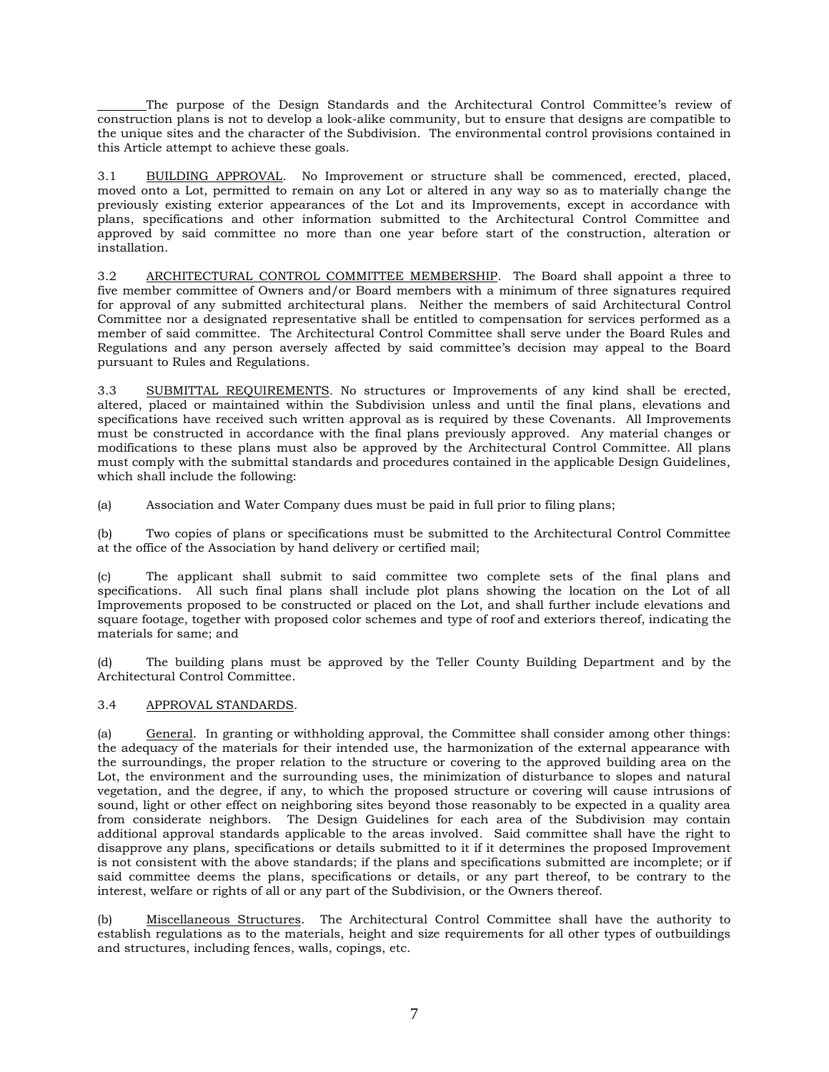The purpose of the Design Standards and the Architectural Control Committee's review of construction plans is not to develop a look-alike community, but to ensure that designs are compatible to the unique sites and the character of the Subdivision. The environmental control provisions contained in this Article attempt to achieve these goals.

3.1 BUILDING APPROVAL. No Improvement or structure shall be commenced, erected, placed, moved onto a Lot, permitted to remain on any Lot or altered in any way so as to materially change the previously existing exterior appearances of the Lot and its Improvements, except in accordance with plans, specifications and other information submitted to the Architectural Control Committee and approved by said committee no more than one year before start of the construction, alteration or installation.

3.2 ARCHITECTURAL CONTROL COMMITTEE MEMBERSHIP. The Board shall appoint a three to five member committee of Owners and/or Board members with a minimum of three signatures required for approval of any submitted architectural plans. Neither the members of said Architectural Control Committee nor a designated representative shall be entitled to compensation for services performed as a member of said committee. The Architectural Control Committee shall serve under the Board Rules and Regulations and any person aversely affected by said committee's decision may appeal to the Board pursuant to Rules and Regulations.

3.3 SUBMITTAL REQUIREMENTS. No structures or Improvements of any kind shall be erected, altered, placed or maintained within the Subdivision unless and until the final plans, elevations and specifications have received such written approval as is required by these Covenants. All Improvements must be constructed in accordance with the final plans previously approved. Any material changes or modifications to these plans must also be approved by the Architectural Control Committee. All plans must comply with the submittal standards and procedures contained in the applicable Design Guidelines, which shall include the following:

(a) Association and Water Company dues must be paid in full prior to filing plans;

(b) Two copies of plans or specifications must be submitted to the Architectural Control Committee at the office of the Association by hand delivery or certified mail;

(c) The applicant shall submit to said committee two complete sets of the final plans and specifications. All such final plans shall include plot plans showing the location on the Lot of all Improvements proposed to be constructed or placed on the Lot, and shall further include elevations and square footage, together with proposed color schemes and type of roof and exteriors thereof, indicating the materials for same; and

(d) The building plans must be approved by the Teller County Building Department and by the Architectural Control Committee.

3.4 APPROVAL STANDARDS.

(a) General. In granting or withholding approval, the Committee shall consider among other things: the adequacy of the materials for their intended use, the harmonization of the external appearance with the surroundings, the proper relation to the structure or covering to the approved building area on the Lot, the environment and the surrounding uses, the minimization of disturbance to slopes and natural vegetation, and the degree, if any, to which the proposed structure or covering will cause intrusions of sound, light or other effect on neighboring sites beyond those reasonably to be expected in a quality area from considerate neighbors. The Design Guidelines for each area of the Subdivision may contain additional approval standards applicable to the areas involved. Said committee shall have the right to disapprove any plans, specifications or details submitted to it if it determines the proposed Improvement is not consistent with the above standards; if the plans and specifications submitted are incomplete; or if said committee deems the plans, specifications or details, or any part thereof, to be contrary to the interest, welfare or rights of all or any part of the Subdivision, or the Owners thereof.

(b) Miscellaneous Structures. The Architectural Control Committee shall have the authority to establish regulations as to the materials, height and size requirements for all other types of outbuildings and structures, including fences, walls, copings, etc.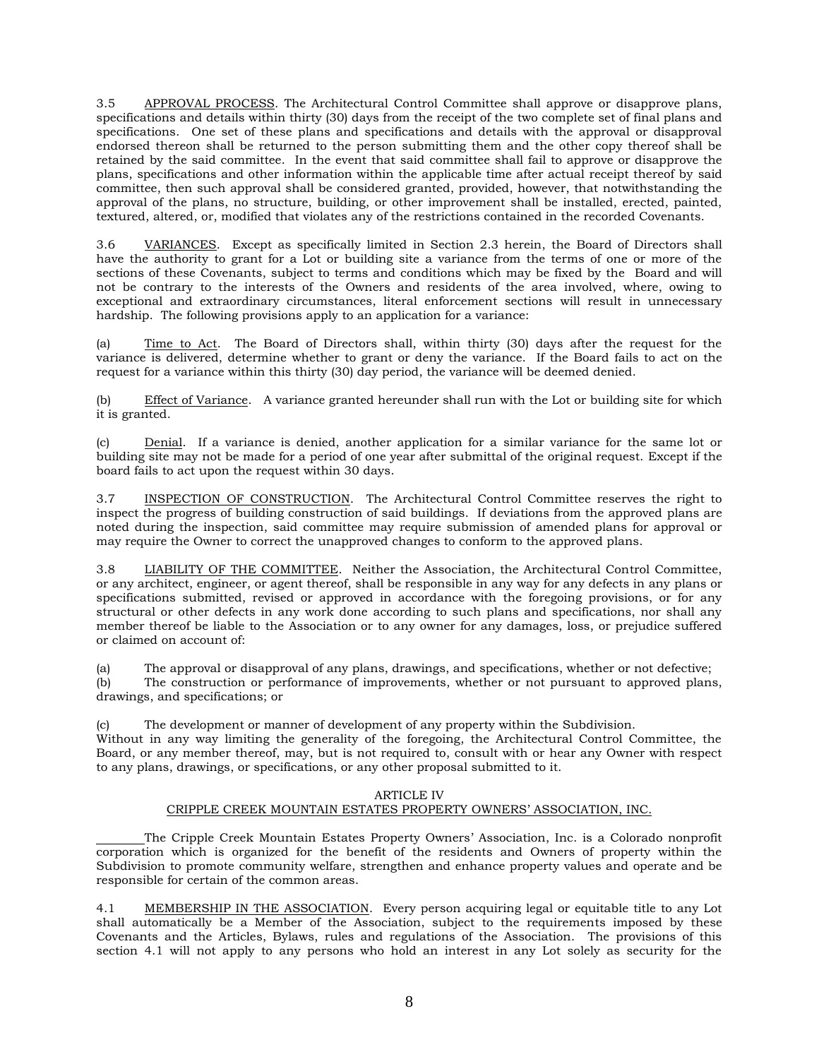3.5 APPROVAL PROCESS. The Architectural Control Committee shall approve or disapprove plans, specifications and details within thirty (30) days from the receipt of the two complete set of final plans and specifications. One set of these plans and specifications and details with the approval or disapproval endorsed thereon shall be returned to the person submitting them and the other copy thereof shall be retained by the said committee. In the event that said committee shall fail to approve or disapprove the plans, specifications and other information within the applicable time after actual receipt thereof by said committee, then such approval shall be considered granted, provided, however, that notwithstanding the approval of the plans, no structure, building, or other improvement shall be installed, erected, painted, textured, altered, or, modified that violates any of the restrictions contained in the recorded Covenants.

3.6 VARIANCES. Except as specifically limited in Section 2.3 herein, the Board of Directors shall have the authority to grant for a Lot or building site a variance from the terms of one or more of the sections of these Covenants, subject to terms and conditions which may be fixed by the Board and will not be contrary to the interests of the Owners and residents of the area involved, where, owing to exceptional and extraordinary circumstances, literal enforcement sections will result in unnecessary hardship. The following provisions apply to an application for a variance:

(a) Time to Act. The Board of Directors shall, within thirty (30) days after the request for the variance is delivered, determine whether to grant or deny the variance. If the Board fails to act on the request for a variance within this thirty (30) day period, the variance will be deemed denied.

(b) Effect of Variance. A variance granted hereunder shall run with the Lot or building site for which it is granted.

(c) Denial. If a variance is denied, another application for a similar variance for the same lot or building site may not be made for a period of one year after submittal of the original request. Except if the board fails to act upon the request within 30 days.

3.7 INSPECTION OF CONSTRUCTION. The Architectural Control Committee reserves the right to inspect the progress of building construction of said buildings. If deviations from the approved plans are noted during the inspection, said committee may require submission of amended plans for approval or may require the Owner to correct the unapproved changes to conform to the approved plans.

3.8 LIABILITY OF THE COMMITTEE. Neither the Association, the Architectural Control Committee, or any architect, engineer, or agent thereof, shall be responsible in any way for any defects in any plans or specifications submitted, revised or approved in accordance with the foregoing provisions, or for any structural or other defects in any work done according to such plans and specifications, nor shall any member thereof be liable to the Association or to any owner for any damages, loss, or prejudice suffered or claimed on account of:

(a) The approval or disapproval of any plans, drawings, and specifications, whether or not defective;
(b) The construction or performance of improvements, whether or not pursuant to approved plans, drawings, and specifications; or

(c) The development or manner of development of any property within the Subdivision.
Without in any way limiting the generality of the foregoing, the Architectural Control Committee, the Board, or any member thereof, may, but is not required to, consult with or hear any Owner with respect to any plans, drawings, or specifications, or any other proposal submitted to it.

## ARTICLE IV
## CRIPPLE CREEK MOUNTAIN ESTATES PROPERTY OWNERS' ASSOCIATION, INC.

The Cripple Creek Mountain Estates Property Owners' Association, Inc. is a Colorado nonprofit corporation which is organized for the benefit of the residents and Owners of property within the Subdivision to promote community welfare, strengthen and enhance property values and operate and be responsible for certain of the common areas.

4.1 MEMBERSHIP IN THE ASSOCIATION. Every person acquiring legal or equitable title to any Lot shall automatically be a Member of the Association, subject to the requirements imposed by these Covenants and the Articles, Bylaws, rules and regulations of the Association. The provisions of this section 4.1 will not apply to any persons who hold an interest in any Lot solely as security for the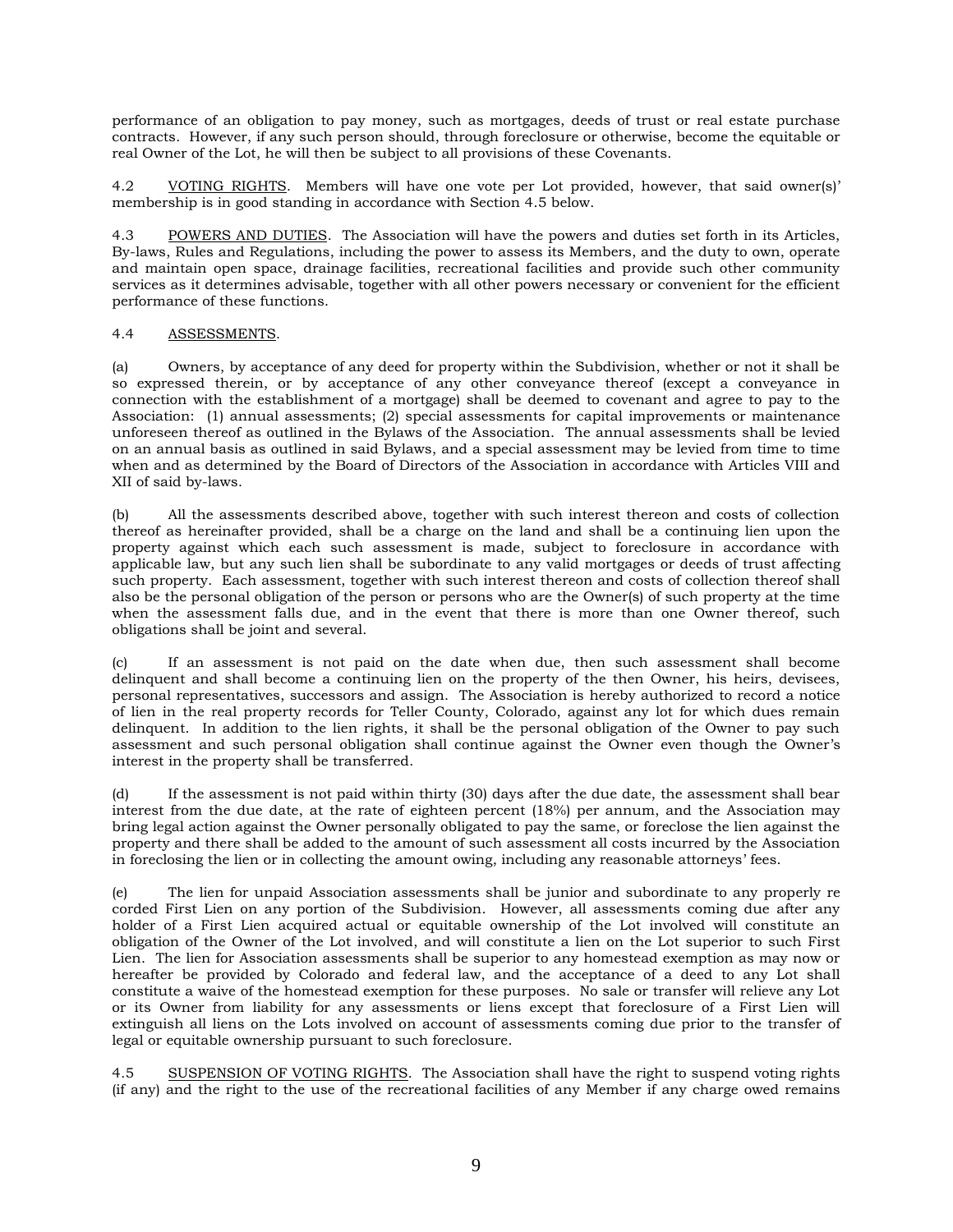performance of an obligation to pay money, such as mortgages, deeds of trust or real estate purchase contracts. However, if any such person should, through foreclosure or otherwise, become the equitable or real Owner of the Lot, he will then be subject to all provisions of these Covenants.

4.2 <u>VOTING RIGHTS</u>. Members will have one vote per Lot provided, however, that said owner(s)' membership is in good standing in accordance with Section 4.5 below.

4.3 <u>POWERS AND DUTIES</u>. The Association will have the powers and duties set forth in its Articles, By-laws, Rules and Regulations, including the power to assess its Members, and the duty to own, operate and maintain open space, drainage facilities, recreational facilities and provide such other community services as it determines advisable, together with all other powers necessary or convenient for the efficient performance of these functions.

4.4 <u>ASSESSMENTS</u>.

(a) Owners, by acceptance of any deed for property within the Subdivision, whether or not it shall be so expressed therein, or by acceptance of any other conveyance thereof (except a conveyance in connection with the establishment of a mortgage) shall be deemed to covenant and agree to pay to the Association: (1) annual assessments; (2) special assessments for capital improvements or maintenance unforeseen thereof as outlined in the Bylaws of the Association. The annual assessments shall be levied on an annual basis as outlined in said Bylaws, and a special assessment may be levied from time to time when and as determined by the Board of Directors of the Association in accordance with Articles VIII and XII of said by-laws.

(b) All the assessments described above, together with such interest thereon and costs of collection thereof as hereinafter provided, shall be a charge on the land and shall be a continuing lien upon the property against which each such assessment is made, subject to foreclosure in accordance with applicable law, but any such lien shall be subordinate to any valid mortgages or deeds of trust affecting such property. Each assessment, together with such interest thereon and costs of collection thereof shall also be the personal obligation of the person or persons who are the Owner(s) of such property at the time when the assessment falls due, and in the event that there is more than one Owner thereof, such obligations shall be joint and several.

(c) If an assessment is not paid on the date when due, then such assessment shall become delinquent and shall become a continuing lien on the property of the then Owner, his heirs, devisees, personal representatives, successors and assign. The Association is hereby authorized to record a notice of lien in the real property records for Teller County, Colorado, against any lot for which dues remain delinquent. In addition to the lien rights, it shall be the personal obligation of the Owner to pay such assessment and such personal obligation shall continue against the Owner even though the Owner's interest in the property shall be transferred.

(d) If the assessment is not paid within thirty (30) days after the due date, the assessment shall bear interest from the due date, at the rate of eighteen percent (18%) per annum, and the Association may bring legal action against the Owner personally obligated to pay the same, or foreclose the lien against the property and there shall be added to the amount of such assessment all costs incurred by the Association in foreclosing the lien or in collecting the amount owing, including any reasonable attorneys' fees.

(e) The lien for unpaid Association assessments shall be junior and subordinate to any properly re corded First Lien on any portion of the Subdivision. However, all assessments coming due after any holder of a First Lien acquired actual or equitable ownership of the Lot involved will constitute an obligation of the Owner of the Lot involved, and will constitute a lien on the Lot superior to such First Lien. The lien for Association assessments shall be superior to any homestead exemption as may now or hereafter be provided by Colorado and federal law, and the acceptance of a deed to any Lot shall constitute a waive of the homestead exemption for these purposes. No sale or transfer will relieve any Lot or its Owner from liability for any assessments or liens except that foreclosure of a First Lien will extinguish all liens on the Lots involved on account of assessments coming due prior to the transfer of legal or equitable ownership pursuant to such foreclosure.

4.5 <u>SUSPENSION OF VOTING RIGHTS</u>. The Association shall have the right to suspend voting rights (if any) and the right to the use of the recreational facilities of any Member if any charge owed remains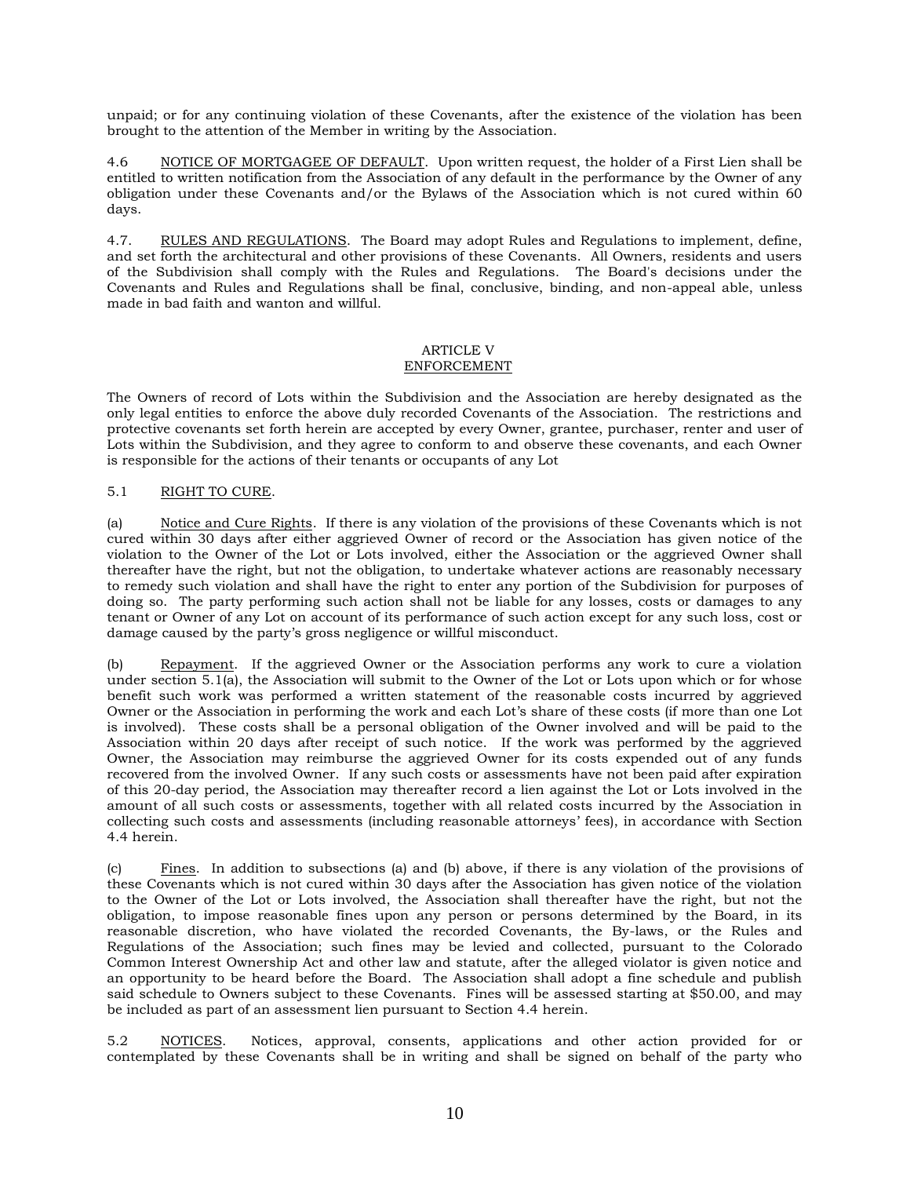unpaid; or for any continuing violation of these Covenants, after the existence of the violation has been brought to the attention of the Member in writing by the Association.

4.6 <u>NOTICE OF MORTGAGEE OF DEFAULT</u>. Upon written request, the holder of a First Lien shall be entitled to written notification from the Association of any default in the performance by the Owner of any obligation under these Covenants and/or the Bylaws of the Association which is not cured within 60 days.

4.7. <u>RULES AND REGULATIONS</u>. The Board may adopt Rules and Regulations to implement, define, and set forth the architectural and other provisions of these Covenants. All Owners, residents and users of the Subdivision shall comply with the Rules and Regulations. The Board's decisions under the Covenants and Rules and Regulations shall be final, conclusive, binding, and non-appeal able, unless made in bad faith and wanton and willful.

## ARTICLE V
## <u>ENFORCEMENT</u>

The Owners of record of Lots within the Subdivision and the Association are hereby designated as the only legal entities to enforce the above duly recorded Covenants of the Association. The restrictions and protective covenants set forth herein are accepted by every Owner, grantee, purchaser, renter and user of Lots within the Subdivision, and they agree to conform to and observe these covenants, and each Owner is responsible for the actions of their tenants or occupants of any Lot

5.1 <u>RIGHT TO CURE</u>.

(a) <u>Notice and Cure Rights</u>. If there is any violation of the provisions of these Covenants which is not cured within 30 days after either aggrieved Owner of record or the Association has given notice of the violation to the Owner of the Lot or Lots involved, either the Association or the aggrieved Owner shall thereafter have the right, but not the obligation, to undertake whatever actions are reasonably necessary to remedy such violation and shall have the right to enter any portion of the Subdivision for purposes of doing so. The party performing such action shall not be liable for any losses, costs or damages to any tenant or Owner of any Lot on account of its performance of such action except for any such loss, cost or damage caused by the party's gross negligence or willful misconduct.

(b) <u>Repayment</u>. If the aggrieved Owner or the Association performs any work to cure a violation under section 5.1(a), the Association will submit to the Owner of the Lot or Lots upon which or for whose benefit such work was performed a written statement of the reasonable costs incurred by aggrieved Owner or the Association in performing the work and each Lot's share of these costs (if more than one Lot is involved). These costs shall be a personal obligation of the Owner involved and will be paid to the Association within 20 days after receipt of such notice. If the work was performed by the aggrieved Owner, the Association may reimburse the aggrieved Owner for its costs expended out of any funds recovered from the involved Owner. If any such costs or assessments have not been paid after expiration of this 20-day period, the Association may thereafter record a lien against the Lot or Lots involved in the amount of all such costs or assessments, together with all related costs incurred by the Association in collecting such costs and assessments (including reasonable attorneys' fees), in accordance with Section 4.4 herein.

(c) <u>Fines</u>. In addition to subsections (a) and (b) above, if there is any violation of the provisions of these Covenants which is not cured within 30 days after the Association has given notice of the violation to the Owner of the Lot or Lots involved, the Association shall thereafter have the right, but not the obligation, to impose reasonable fines upon any person or persons determined by the Board, in its reasonable discretion, who have violated the recorded Covenants, the By-laws, or the Rules and Regulations of the Association; such fines may be levied and collected, pursuant to the Colorado Common Interest Ownership Act and other law and statute, after the alleged violator is given notice and an opportunity to be heard before the Board. The Association shall adopt a fine schedule and publish said schedule to Owners subject to these Covenants. Fines will be assessed starting at $50.00, and may be included as part of an assessment lien pursuant to Section 4.4 herein.

5.2 <u>NOTICES</u>. Notices, approval, consents, applications and other action provided for or contemplated by these Covenants shall be in writing and shall be signed on behalf of the party who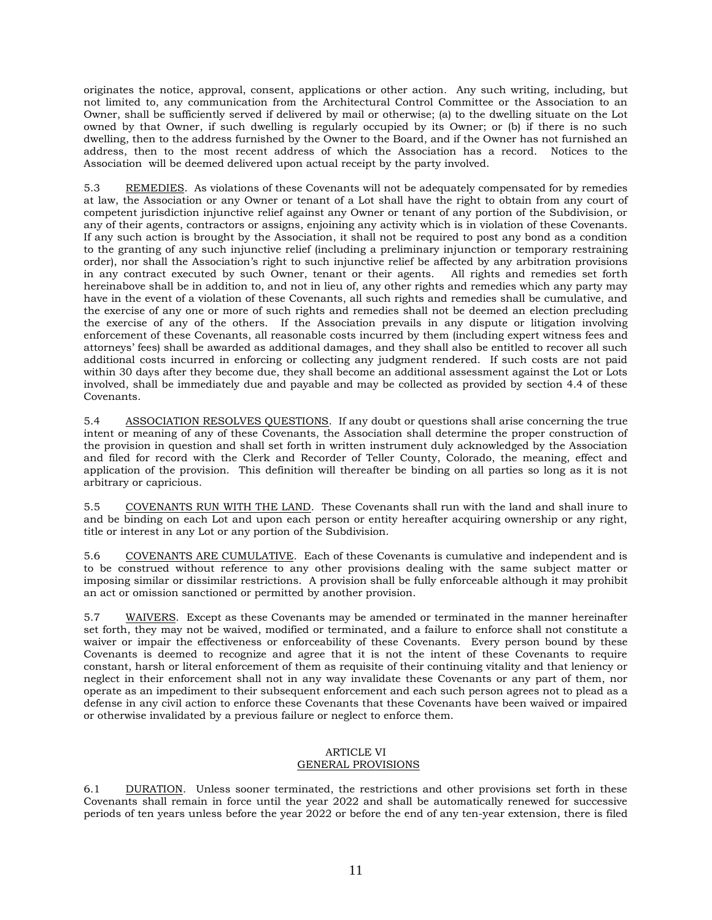originates the notice, approval, consent, applications or other action. Any such writing, including, but not limited to, any communication from the Architectural Control Committee or the Association to an Owner, shall be sufficiently served if delivered by mail or otherwise; (a) to the dwelling situate on the Lot owned by that Owner, if such dwelling is regularly occupied by its Owner; or (b) if there is no such dwelling, then to the address furnished by the Owner to the Board, and if the Owner has not furnished an address, then to the most recent address of which the Association has a record. Notices to the Association will be deemed delivered upon actual receipt by the party involved.

5.3 REMEDIES. As violations of these Covenants will not be adequately compensated for by remedies at law, the Association or any Owner or tenant of a Lot shall have the right to obtain from any court of competent jurisdiction injunctive relief against any Owner or tenant of any portion of the Subdivision, or any of their agents, contractors or assigns, enjoining any activity which is in violation of these Covenants. If any such action is brought by the Association, it shall not be required to post any bond as a condition to the granting of any such injunctive relief (including a preliminary injunction or temporary restraining order), nor shall the Association's right to such injunctive relief be affected by any arbitration provisions in any contract executed by such Owner, tenant or their agents. All rights and remedies set forth hereinabove shall be in addition to, and not in lieu of, any other rights and remedies which any party may have in the event of a violation of these Covenants, all such rights and remedies shall be cumulative, and the exercise of any one or more of such rights and remedies shall not be deemed an election precluding the exercise of any of the others. If the Association prevails in any dispute or litigation involving enforcement of these Covenants, all reasonable costs incurred by them (including expert witness fees and attorneys' fees) shall be awarded as additional damages, and they shall also be entitled to recover all such additional costs incurred in enforcing or collecting any judgment rendered. If such costs are not paid within 30 days after they become due, they shall become an additional assessment against the Lot or Lots involved, shall be immediately due and payable and may be collected as provided by section 4.4 of these Covenants.

5.4 ASSOCIATION RESOLVES QUESTIONS. If any doubt or questions shall arise concerning the true intent or meaning of any of these Covenants, the Association shall determine the proper construction of the provision in question and shall set forth in written instrument duly acknowledged by the Association and filed for record with the Clerk and Recorder of Teller County, Colorado, the meaning, effect and application of the provision. This definition will thereafter be binding on all parties so long as it is not arbitrary or capricious.

5.5 COVENANTS RUN WITH THE LAND. These Covenants shall run with the land and shall inure to and be binding on each Lot and upon each person or entity hereafter acquiring ownership or any right, title or interest in any Lot or any portion of the Subdivision.

5.6 COVENANTS ARE CUMULATIVE. Each of these Covenants is cumulative and independent and is to be construed without reference to any other provisions dealing with the same subject matter or imposing similar or dissimilar restrictions. A provision shall be fully enforceable although it may prohibit an act or omission sanctioned or permitted by another provision.

5.7 WAIVERS. Except as these Covenants may be amended or terminated in the manner hereinafter set forth, they may not be waived, modified or terminated, and a failure to enforce shall not constitute a waiver or impair the effectiveness or enforceability of these Covenants. Every person bound by these Covenants is deemed to recognize and agree that it is not the intent of these Covenants to require constant, harsh or literal enforcement of them as requisite of their continuing vitality and that leniency or neglect in their enforcement shall not in any way invalidate these Covenants or any part of them, nor operate as an impediment to their subsequent enforcement and each such person agrees not to plead as a defense in any civil action to enforce these Covenants that these Covenants have been waived or impaired or otherwise invalidated by a previous failure or neglect to enforce them.

## ARTICLE VI
## GENERAL PROVISIONS

6.1 DURATION. Unless sooner terminated, the restrictions and other provisions set forth in these Covenants shall remain in force until the year 2022 and shall be automatically renewed for successive periods of ten years unless before the year 2022 or before the end of any ten-year extension, there is filed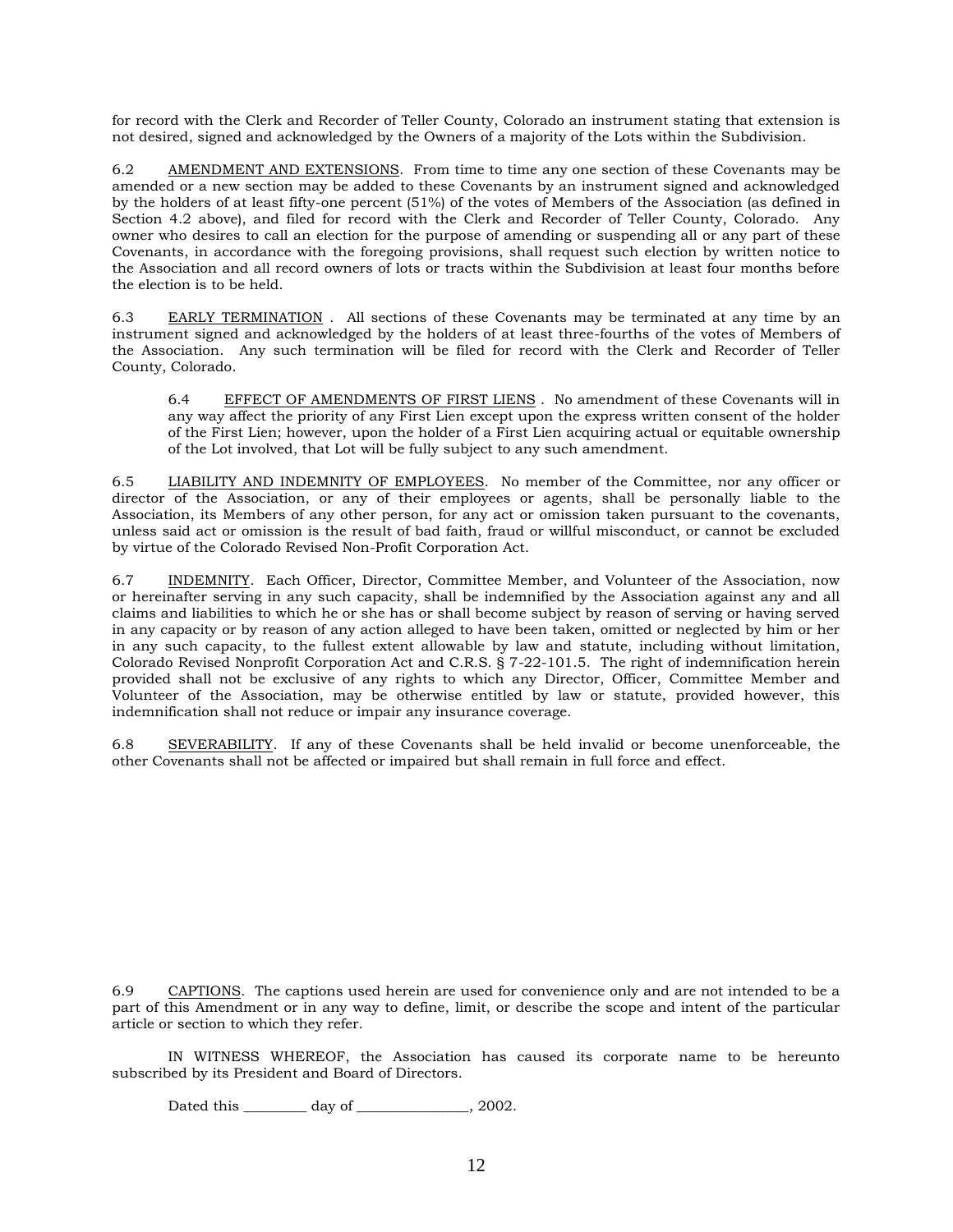for record with the Clerk and Recorder of Teller County, Colorado an instrument stating that extension is not desired, signed and acknowledged by the Owners of a majority of the Lots within the Subdivision.

6.2 AMENDMENT AND EXTENSIONS. From time to time any one section of these Covenants may be amended or a new section may be added to these Covenants by an instrument signed and acknowledged by the holders of at least fifty-one percent (51%) of the votes of Members of the Association (as defined in Section 4.2 above), and filed for record with the Clerk and Recorder of Teller County, Colorado. Any owner who desires to call an election for the purpose of amending or suspending all or any part of these Covenants, in accordance with the foregoing provisions, shall request such election by written notice to the Association and all record owners of lots or tracts within the Subdivision at least four months before the election is to be held.

6.3 EARLY TERMINATION . All sections of these Covenants may be terminated at any time by an instrument signed and acknowledged by the holders of at least three-fourths of the votes of Members of the Association. Any such termination will be filed for record with the Clerk and Recorder of Teller County, Colorado.

6.4 EFFECT OF AMENDMENTS OF FIRST LIENS . No amendment of these Covenants will in any way affect the priority of any First Lien except upon the express written consent of the holder of the First Lien; however, upon the holder of a First Lien acquiring actual or equitable ownership of the Lot involved, that Lot will be fully subject to any such amendment.

6.5 LIABILITY AND INDEMNITY OF EMPLOYEES. No member of the Committee, nor any officer or director of the Association, or any of their employees or agents, shall be personally liable to the Association, its Members of any other person, for any act or omission taken pursuant to the covenants, unless said act or omission is the result of bad faith, fraud or willful misconduct, or cannot be excluded by virtue of the Colorado Revised Non-Profit Corporation Act.

6.7 INDEMNITY. Each Officer, Director, Committee Member, and Volunteer of the Association, now or hereinafter serving in any such capacity, shall be indemnified by the Association against any and all claims and liabilities to which he or she has or shall become subject by reason of serving or having served in any capacity or by reason of any action alleged to have been taken, omitted or neglected by him or her in any such capacity, to the fullest extent allowable by law and statute, including without limitation, Colorado Revised Nonprofit Corporation Act and C.R.S. § 7-22-101.5. The right of indemnification herein provided shall not be exclusive of any rights to which any Director, Officer, Committee Member and Volunteer of the Association, may be otherwise entitled by law or statute, provided however, this indemnification shall not reduce or impair any insurance coverage.

6.8 SEVERABILITY. If any of these Covenants shall be held invalid or become unenforceable, the other Covenants shall not be affected or impaired but shall remain in full force and effect.

6.9 CAPTIONS. The captions used herein are used for convenience only and are not intended to be a part of this Amendment or in any way to define, limit, or describe the scope and intent of the particular article or section to which they refer.

IN WITNESS WHEREOF, the Association has caused its corporate name to be hereunto subscribed by its President and Board of Directors.

Dated this ________ day of _______________, 2002.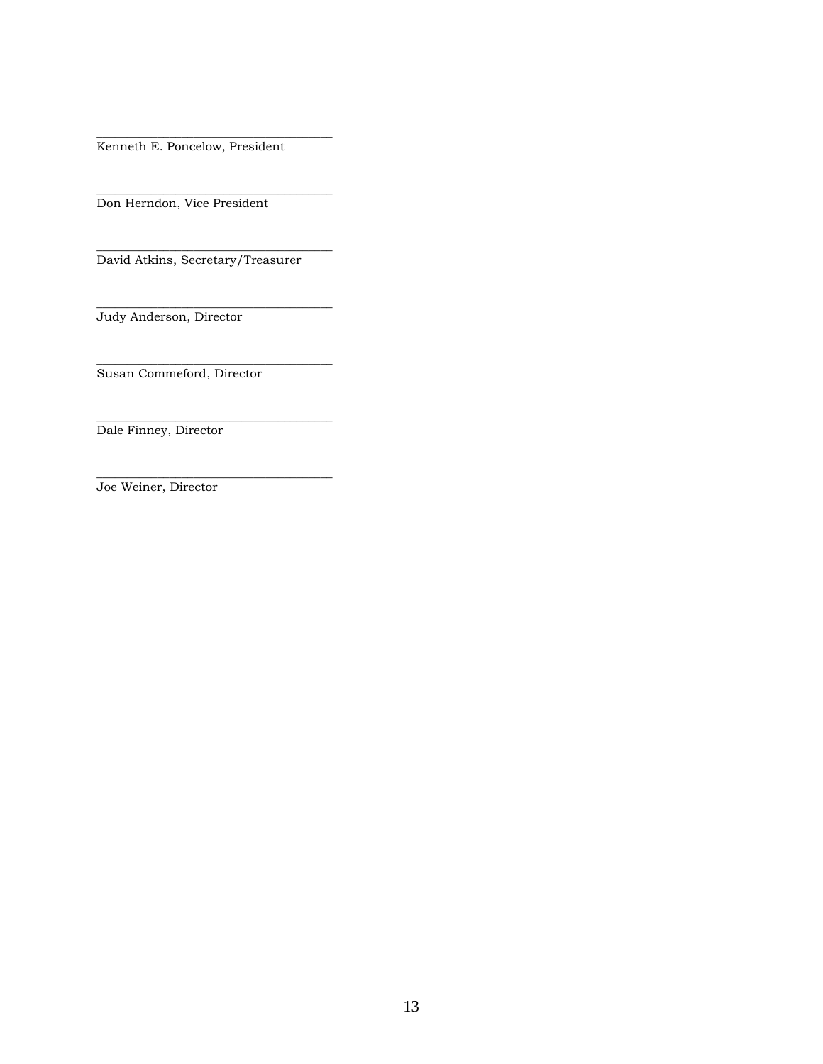\_\_\_\_\_\_\_\_\_\_\_\_\_\_\_\_\_\_\_\_\_\_\_\_\_\_\_\_\_\_\_\_\_\_\_\_
Kenneth E. Poncelow, President

\_\_\_\_\_\_\_\_\_\_\_\_\_\_\_\_\_\_\_\_\_\_\_\_\_\_\_\_\_\_\_\_\_\_\_\_
Don Herndon, Vice President

\_\_\_\_\_\_\_\_\_\_\_\_\_\_\_\_\_\_\_\_\_\_\_\_\_\_\_\_\_\_\_\_\_\_\_\_
David Atkins, Secretary/Treasurer

\_\_\_\_\_\_\_\_\_\_\_\_\_\_\_\_\_\_\_\_\_\_\_\_\_\_\_\_\_\_\_\_\_\_\_\_
Judy Anderson, Director

\_\_\_\_\_\_\_\_\_\_\_\_\_\_\_\_\_\_\_\_\_\_\_\_\_\_\_\_\_\_\_\_\_\_\_\_
Susan Commeford, Director

\_\_\_\_\_\_\_\_\_\_\_\_\_\_\_\_\_\_\_\_\_\_\_\_\_\_\_\_\_\_\_\_\_\_\_\_
Dale Finney, Director

\_\_\_\_\_\_\_\_\_\_\_\_\_\_\_\_\_\_\_\_\_\_\_\_\_\_\_\_\_\_\_\_\_\_\_\_
Joe Weiner, Director